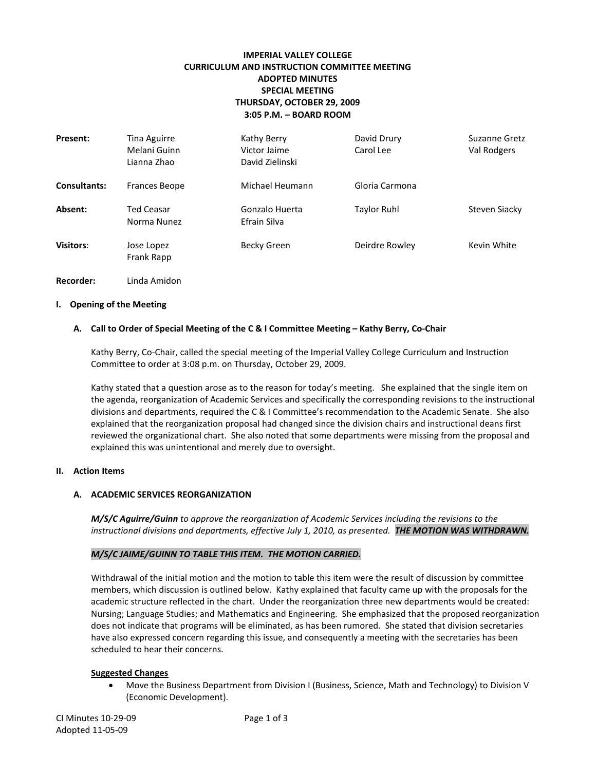**IMPERIAL VALLEY COLLEGE**
**CURRICULUM AND INSTRUCTION COMMITTEE MEETING**
**ADOPTED MINUTES**
**SPECIAL MEETING**
**THURSDAY, OCTOBER 29, 2009**
**3:05 P.M. – BOARD ROOM**

| | | | | |
|---|---|---|---|---|
| **Present:** | Tina Aguirre | Kathy Berry | David Drury | Suzanne Gretz |
| | Melani Guinn | Victor Jaime | Carol Lee | Val Rodgers |
| | Lianna Zhao | David Zielinski | | |
| **Consultants:** | Frances Beope | Michael Heumann | Gloria Carmona | |
| **Absent:** | Ted Ceasar | Gonzalo Huerta | Taylor Ruhl | Steven Siacky |
| | Norma Nunez | Efrain Silva | | |
| **Visitors:** | Jose Lopez | Becky Green | Deirdre Rowley | Kevin White |
| | Frank Rapp | | | |
| **Recorder:** | Linda Amidon | | | |

## I. Opening of the Meeting

### A. Call to Order of Special Meeting of the C & I Committee Meeting – Kathy Berry, Co-Chair

Kathy Berry, Co-Chair, called the special meeting of the Imperial Valley College Curriculum and Instruction Committee to order at 3:08 p.m. on Thursday, October 29, 2009.

Kathy stated that a question arose as to the reason for today's meeting. She explained that the single item on the agenda, reorganization of Academic Services and specifically the corresponding revisions to the instructional divisions and departments, required the C & I Committee's recommendation to the Academic Senate. She also explained that the reorganization proposal had changed since the division chairs and instructional deans first reviewed the organizational chart. She also noted that some departments were missing from the proposal and explained this was unintentional and merely due to oversight.

## II. Action Items

### A. ACADEMIC SERVICES REORGANIZATION

***M/S/C Aguirre/Guinn*** *to approve the reorganization of Academic Services including the revisions to the instructional divisions and departments, effective July 1, 2010, as presented.* ***THE MOTION WAS WITHDRAWN.***

***M/S/C JAIME/GUINN TO TABLE THIS ITEM. THE MOTION CARRIED.***

Withdrawal of the initial motion and the motion to table this item were the result of discussion by committee members, which discussion is outlined below. Kathy explained that faculty came up with the proposals for the academic structure reflected in the chart. Under the reorganization three new departments would be created: Nursing; Language Studies; and Mathematics and Engineering. She emphasized that the proposed reorganization does not indicate that programs will be eliminated, as has been rumored. She stated that division secretaries have also expressed concern regarding this issue, and consequently a meeting with the secretaries has been scheduled to hear their concerns.

**Suggested Changes**

- Move the Business Department from Division I (Business, Science, Math and Technology) to Division V (Economic Development).

CI Minutes 10-29-09
Adopted 11-05-09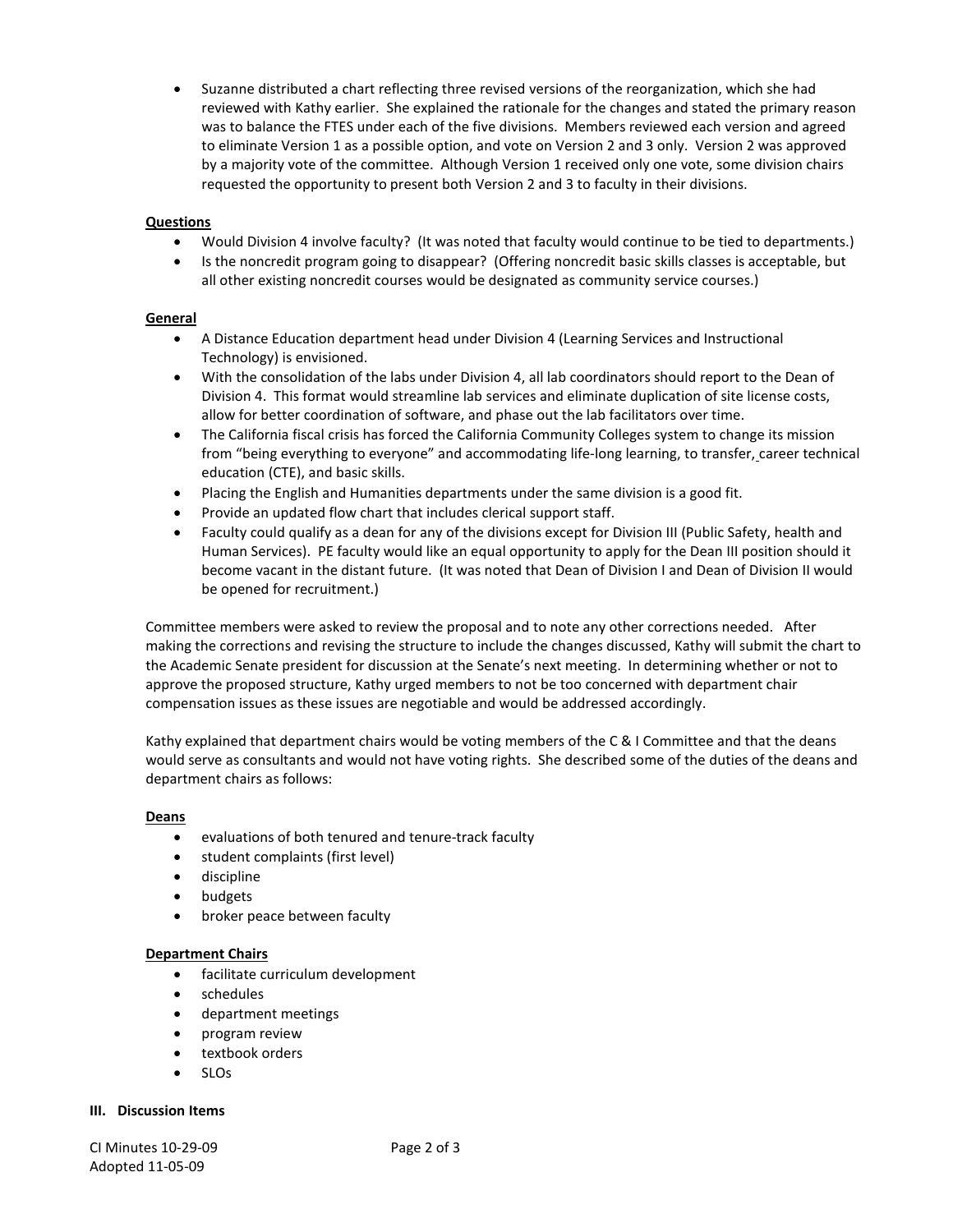- Suzanne distributed a chart reflecting three revised versions of the reorganization, which she had reviewed with Kathy earlier. She explained the rationale for the changes and stated the primary reason was to balance the FTES under each of the five divisions. Members reviewed each version and agreed to eliminate Version 1 as a possible option, and vote on Version 2 and 3 only. Version 2 was approved by a majority vote of the committee. Although Version 1 received only one vote, some division chairs requested the opportunity to present both Version 2 and 3 to faculty in their divisions.

**Questions**

- Would Division 4 involve faculty? (It was noted that faculty would continue to be tied to departments.)
- Is the noncredit program going to disappear? (Offering noncredit basic skills classes is acceptable, but all other existing noncredit courses would be designated as community service courses.)

**General**

- A Distance Education department head under Division 4 (Learning Services and Instructional Technology) is envisioned.
- With the consolidation of the labs under Division 4, all lab coordinators should report to the Dean of Division 4. This format would streamline lab services and eliminate duplication of site license costs, allow for better coordination of software, and phase out the lab facilitators over time.
- The California fiscal crisis has forced the California Community Colleges system to change its mission from "being everything to everyone" and accommodating life-long learning, to transfer, career technical education (CTE), and basic skills.
- Placing the English and Humanities departments under the same division is a good fit.
- Provide an updated flow chart that includes clerical support staff.
- Faculty could qualify as a dean for any of the divisions except for Division III (Public Safety, health and Human Services). PE faculty would like an equal opportunity to apply for the Dean III position should it become vacant in the distant future. (It was noted that Dean of Division I and Dean of Division II would be opened for recruitment.)

Committee members were asked to review the proposal and to note any other corrections needed. After making the corrections and revising the structure to include the changes discussed, Kathy will submit the chart to the Academic Senate president for discussion at the Senate's next meeting. In determining whether or not to approve the proposed structure, Kathy urged members to not be too concerned with department chair compensation issues as these issues are negotiable and would be addressed accordingly.

Kathy explained that department chairs would be voting members of the C & I Committee and that the deans would serve as consultants and would not have voting rights. She described some of the duties of the deans and department chairs as follows:

**Deans**

- evaluations of both tenured and tenure-track faculty
- student complaints (first level)
- discipline
- budgets
- broker peace between faculty

**Department Chairs**

- facilitate curriculum development
- schedules
- department meetings
- program review
- textbook orders
- SLOs

## III. Discussion Items

CI Minutes 10-29-09
Adopted 11-05-09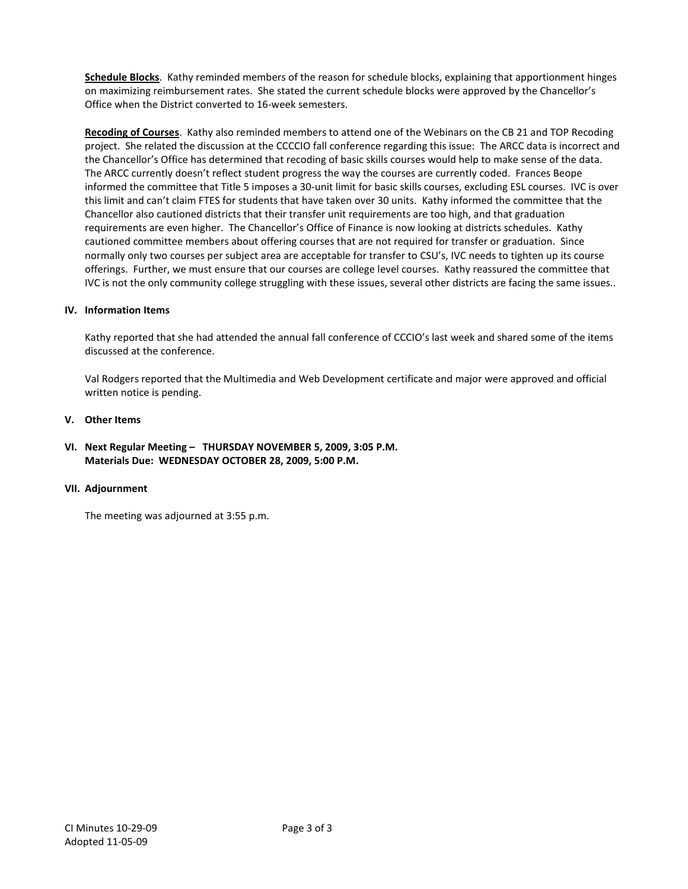**<u>Schedule Blocks</u>**. Kathy reminded members of the reason for schedule blocks, explaining that apportionment hinges on maximizing reimbursement rates. She stated the current schedule blocks were approved by the Chancellor's Office when the District converted to 16-week semesters.

**<u>Recoding of Courses</u>**. Kathy also reminded members to attend one of the Webinars on the CB 21 and TOP Recoding project. She related the discussion at the CCCCIO fall conference regarding this issue: The ARCC data is incorrect and the Chancellor's Office has determined that recoding of basic skills courses would help to make sense of the data. The ARCC currently doesn't reflect student progress the way the courses are currently coded. Frances Beope informed the committee that Title 5 imposes a 30-unit limit for basic skills courses, excluding ESL courses. IVC is over this limit and can't claim FTES for students that have taken over 30 units. Kathy informed the committee that the Chancellor also cautioned districts that their transfer unit requirements are too high, and that graduation requirements are even higher. The Chancellor's Office of Finance is now looking at districts schedules. Kathy cautioned committee members about offering courses that are not required for transfer or graduation. Since normally only two courses per subject area are acceptable for transfer to CSU's, IVC needs to tighten up its course offerings. Further, we must ensure that our courses are college level courses. Kathy reassured the committee that IVC is not the only community college struggling with these issues, several other districts are facing the same issues..

## IV. Information Items

Kathy reported that she had attended the annual fall conference of CCCIO's last week and shared some of the items discussed at the conference.

Val Rodgers reported that the Multimedia and Web Development certificate and major were approved and official written notice is pending.

## V. Other Items

## VI. Next Regular Meeting – THURSDAY NOVEMBER 5, 2009, 3:05 P.M.
**Materials Due: WEDNESDAY OCTOBER 28, 2009, 5:00 P.M.**

## VII. Adjournment

The meeting was adjourned at 3:55 p.m.

CI Minutes 10-29-09
Adopted 11-05-09